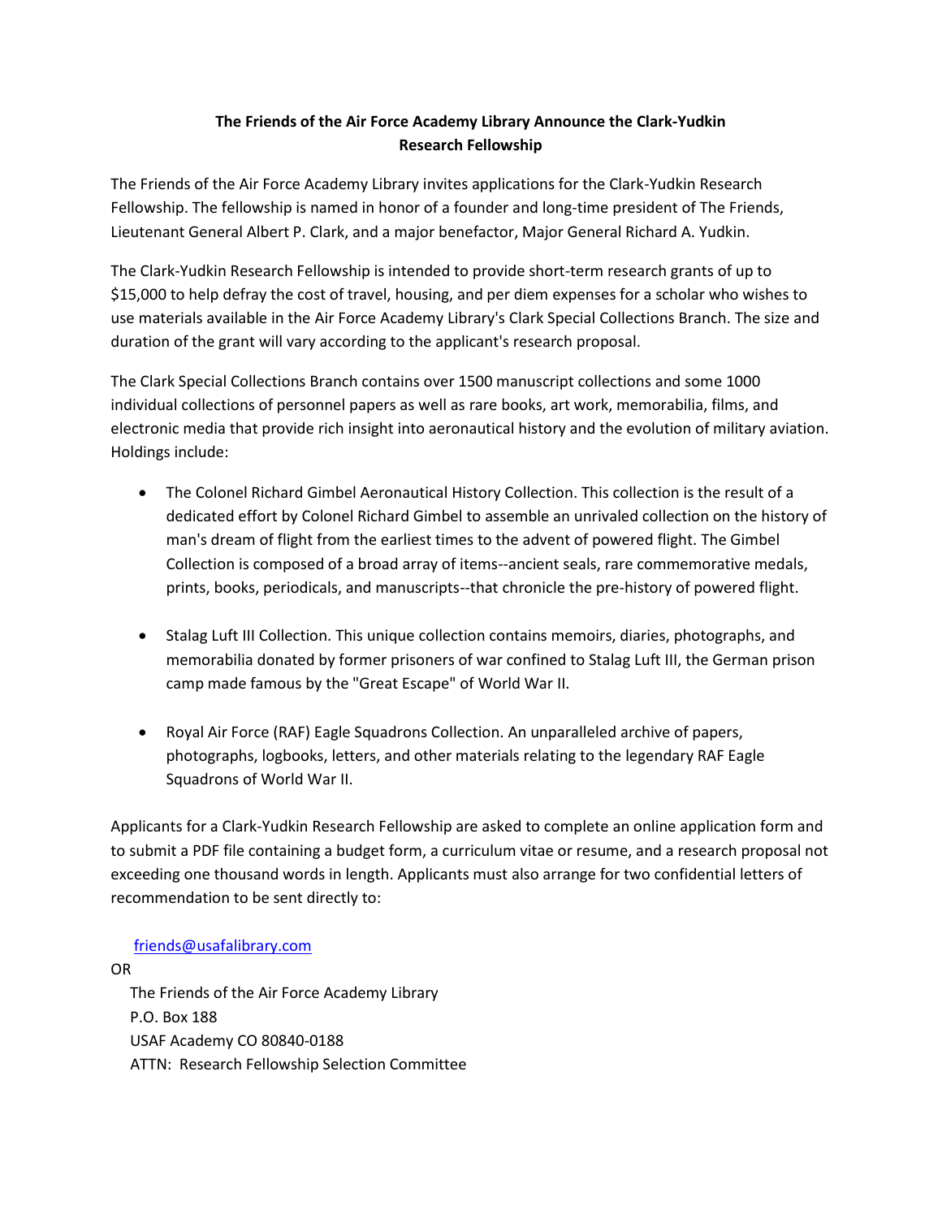# The Friends of the Air Force Academy Library Announce the Clark-Yudkin Research Fellowship

The Friends of the Air Force Academy Library invites applications for the Clark-Yudkin Research Fellowship. The fellowship is named in honor of a founder and long-time president of The Friends, Lieutenant General Albert P. Clark, and a major benefactor, Major General Richard A. Yudkin.

The Clark-Yudkin Research Fellowship is intended to provide short-term research grants of up to $15,000 to help defray the cost of travel, housing, and per diem expenses for a scholar who wishes to use materials available in the Air Force Academy Library's Clark Special Collections Branch. The size and duration of the grant will vary according to the applicant's research proposal.

The Clark Special Collections Branch contains over 1500 manuscript collections and some 1000 individual collections of personnel papers as well as rare books, art work, memorabilia, films, and electronic media that provide rich insight into aeronautical history and the evolution of military aviation. Holdings include:

- The Colonel Richard Gimbel Aeronautical History Collection. This collection is the result of a dedicated effort by Colonel Richard Gimbel to assemble an unrivaled collection on the history of man's dream of flight from the earliest times to the advent of powered flight. The Gimbel Collection is composed of a broad array of items--ancient seals, rare commemorative medals, prints, books, periodicals, and manuscripts--that chronicle the pre-history of powered flight.

- Stalag Luft III Collection. This unique collection contains memoirs, diaries, photographs, and memorabilia donated by former prisoners of war confined to Stalag Luft III, the German prison camp made famous by the "Great Escape" of World War II.

- Royal Air Force (RAF) Eagle Squadrons Collection. An unparalleled archive of papers, photographs, logbooks, letters, and other materials relating to the legendary RAF Eagle Squadrons of World War II.

Applicants for a Clark-Yudkin Research Fellowship are asked to complete an online application form and to submit a PDF file containing a budget form, a curriculum vitae or resume, and a research proposal not exceeding one thousand words in length. Applicants must also arrange for two confidential letters of recommendation to be sent directly to:

friends@usafalibrary.com

OR

The Friends of the Air Force Academy Library
P.O. Box 188
USAF Academy CO 80840-0188
ATTN: Research Fellowship Selection Committee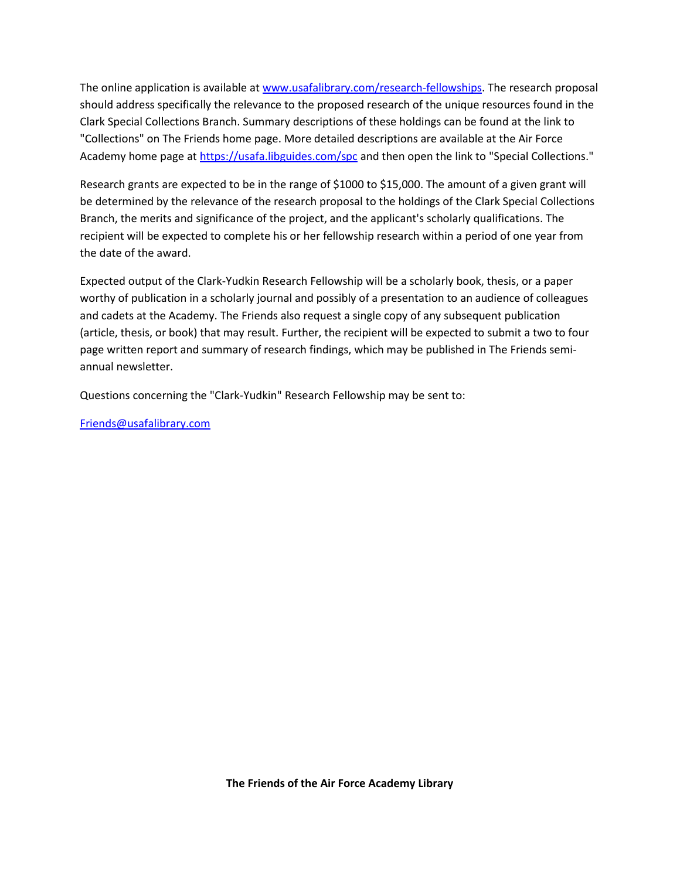The online application is available at [www.usafalibrary.com/research-fellowships](http://www.usafalibrary.com/research-fellowships). The research proposal should address specifically the relevance to the proposed research of the unique resources found in the Clark Special Collections Branch. Summary descriptions of these holdings can be found at the link to "Collections" on The Friends home page. More detailed descriptions are available at the Air Force Academy home page at [https://usafa.libguides.com/spc](https://usafa.libguides.com/spc) and then open the link to "Special Collections."

Research grants are expected to be in the range of $1000 to $15,000. The amount of a given grant will be determined by the relevance of the research proposal to the holdings of the Clark Special Collections Branch, the merits and significance of the project, and the applicant's scholarly qualifications. The recipient will be expected to complete his or her fellowship research within a period of one year from the date of the award.

Expected output of the Clark-Yudkin Research Fellowship will be a scholarly book, thesis, or a paper worthy of publication in a scholarly journal and possibly of a presentation to an audience of colleagues and cadets at the Academy. The Friends also request a single copy of any subsequent publication (article, thesis, or book) that may result. Further, the recipient will be expected to submit a two to four page written report and summary of research findings, which may be published in The Friends semi-annual newsletter.

Questions concerning the "Clark-Yudkin" Research Fellowship may be sent to:

[Friends@usafalibrary.com](mailto:Friends@usafalibrary.com)

**The Friends of the Air Force Academy Library**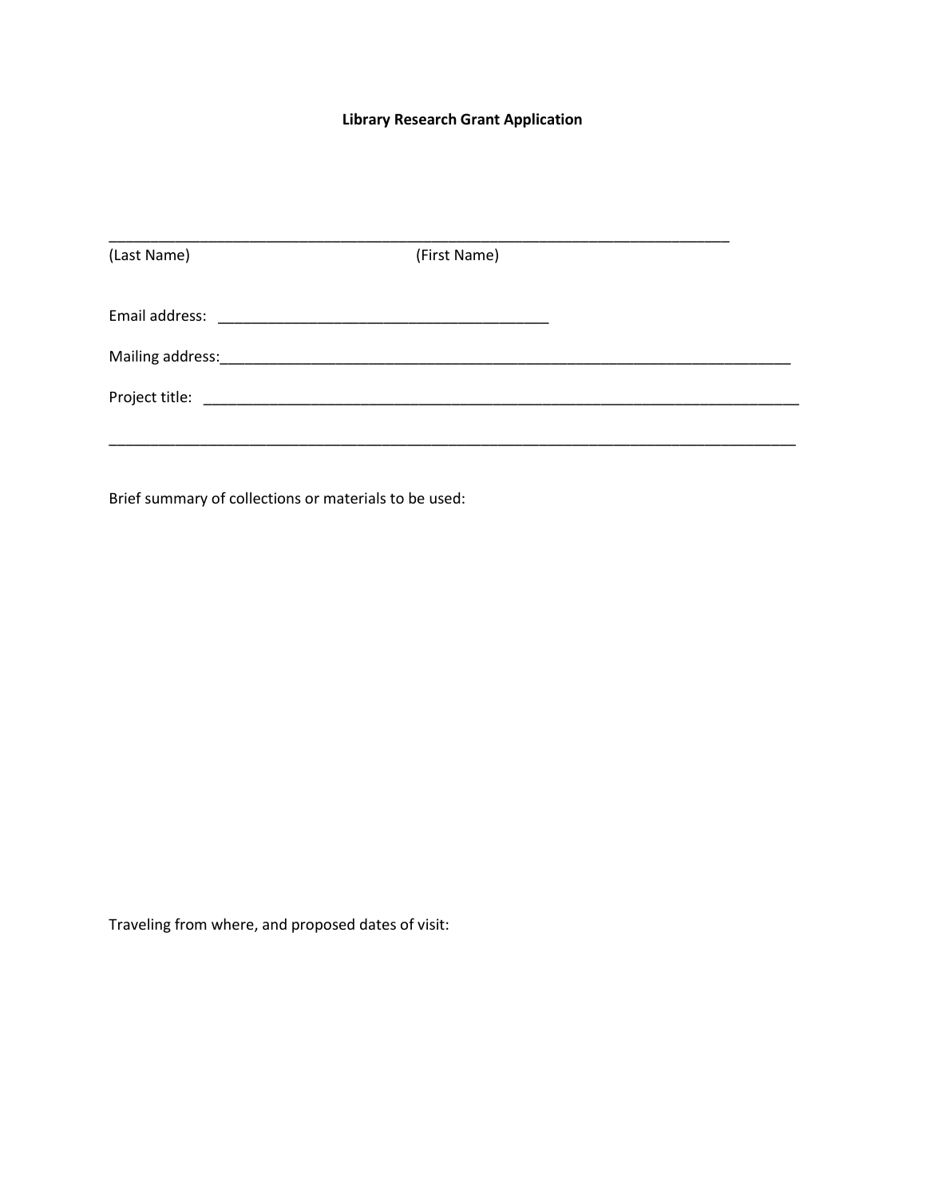**Library Research Grant Application**

_______________________________________________________________________________

(Last Name)                                        (First Name)

Email address: __________________________________________

Mailing address:_________________________________________________________________________

Project title: ___________________________________________________________________________

_______________________________________________________________________________________

Brief summary of collections or materials to be used:

Traveling from where, and proposed dates of visit: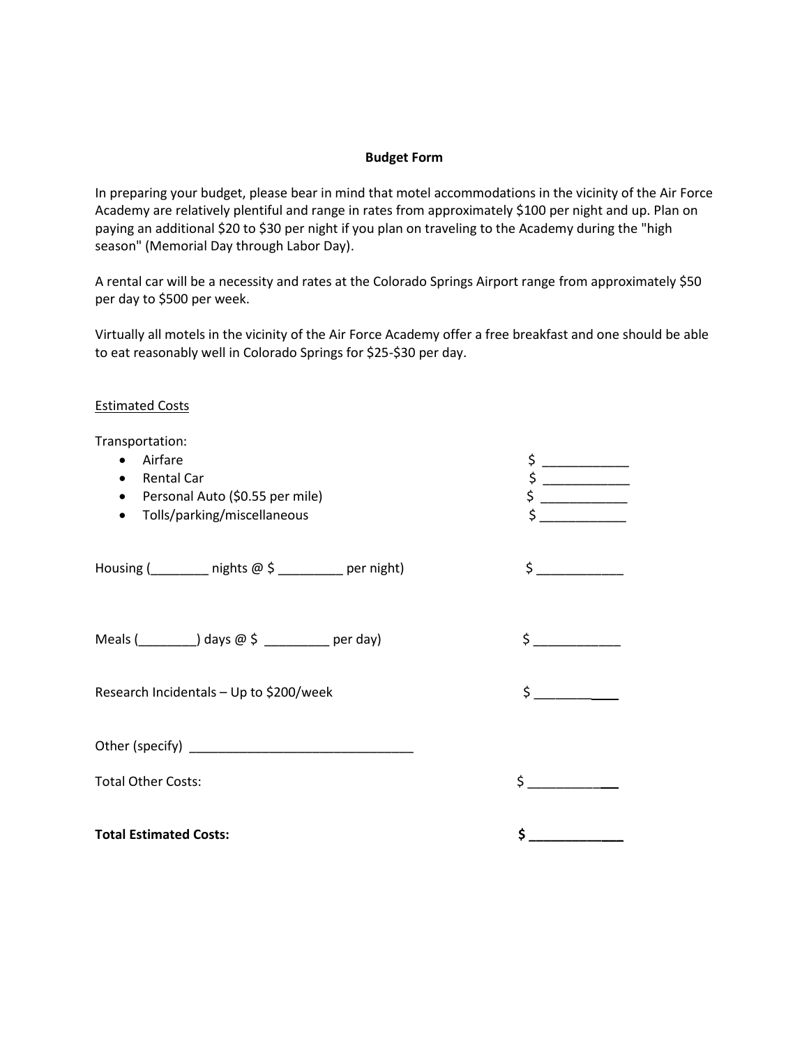**Budget Form**

In preparing your budget, please bear in mind that motel accommodations in the vicinity of the Air Force Academy are relatively plentiful and range in rates from approximately $100 per night and up. Plan on paying an additional $20 to $30 per night if you plan on traveling to the Academy during the "high season" (Memorial Day through Labor Day).

A rental car will be a necessity and rates at the Colorado Springs Airport range from approximately $50 per day to $500 per week.

Virtually all motels in the vicinity of the Air Force Academy offer a free breakfast and one should be able to eat reasonably well in Colorado Springs for $25-$30 per day.

<u>Estimated Costs</u>

Transportation:

- Airfare $ ____________
- Rental Car $ ____________
- Personal Auto ($0.55 per mile) $ ____________
- Tolls/parking/miscellaneous $ ____________

Housing (________ nights @ $ _________ per night) $ ____________

Meals (________) days @ $ _________ per day) $ ____________

Research Incidentals – Up to $200/week $ ____________

Other (specify) ________________________________

Total Other Costs: $ ____________

**Total Estimated Costs: $ ____________**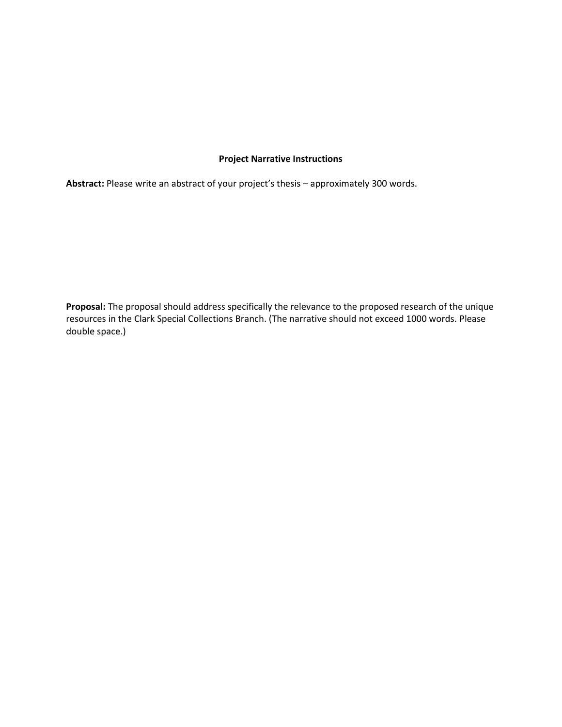**Project Narrative Instructions**

**Abstract:** Please write an abstract of your project's thesis – approximately 300 words.

**Proposal:** The proposal should address specifically the relevance to the proposed research of the unique resources in the Clark Special Collections Branch. (The narrative should not exceed 1000 words. Please double space.)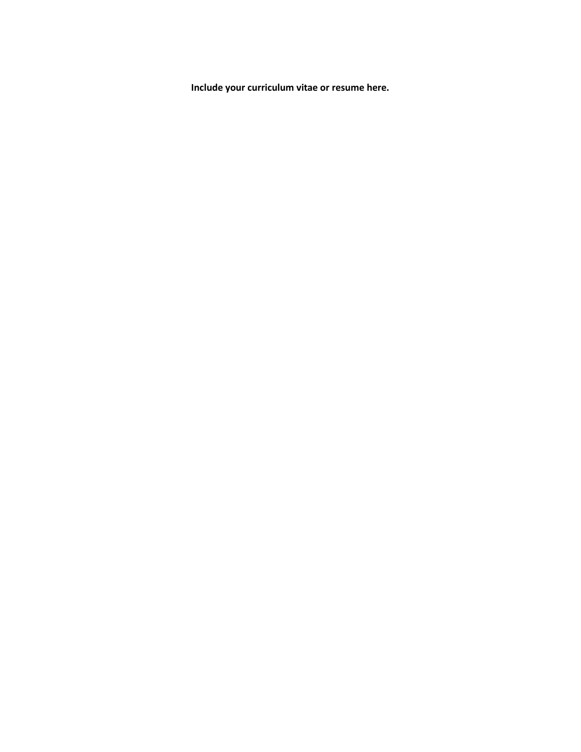**Include your curriculum vitae or resume here.**